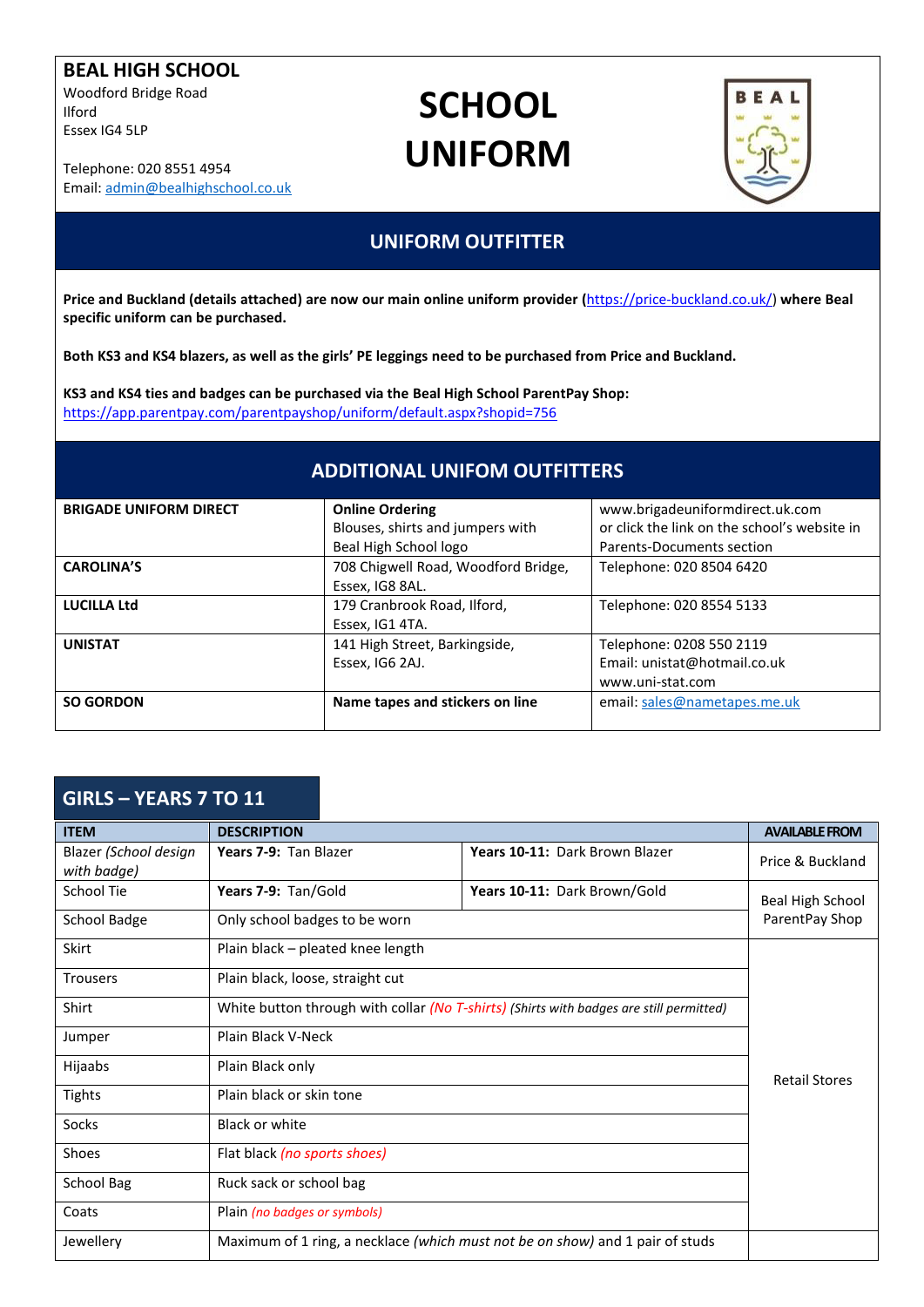**BEAL HIGH SCHOOL**
Woodford Bridge Road
Ilford
Essex IG4 5LP

Telephone: 020 8551 4954
Email: admin@bealhighschool.co.uk

# SCHOOL UNIFORM

## UNIFORM OUTFITTER

**Price and Buckland (details attached) are now our main online uniform provider (https://price-buckland.co.uk/) where Beal specific uniform can be purchased.**

**Both KS3 and KS4 blazers, as well as the girls' PE leggings need to be purchased from Price and Buckland.**

**KS3 and KS4 ties and badges can be purchased via the Beal High School ParentPay Shop:**
https://app.parentpay.com/parentpayshop/uniform/default.aspx?shopid=756

## ADDITIONAL UNIFOM OUTFITTERS

| | | |
|---|---|---|
| **BRIGADE UNIFORM DIRECT** | **Online Ordering** Blouses, shirts and jumpers with Beal High School logo | www.brigadeuniformdirect.uk.com or click the link on the school's website in Parents-Documents section |
| **CAROLINA'S** | 708 Chigwell Road, Woodford Bridge, Essex, IG8 8AL. | Telephone: 020 8504 6420 |
| **LUCILLA Ltd** | 179 Cranbrook Road, Ilford, Essex, IG1 4TA. | Telephone: 020 8554 5133 |
| **UNISTAT** | 141 High Street, Barkingside, Essex, IG6 2AJ. | Telephone: 0208 550 2119 Email: unistat@hotmail.co.uk www.uni-stat.com |
| **SO GORDON** | **Name tapes and stickers on line** | email: sales@nametapes.me.uk |

## GIRLS – YEARS 7 TO 11

| ITEM | DESCRIPTION | | AVAILABLE FROM |
|---|---|---|---|
| Blazer *(School design with badge)* | **Years 7-9:** Tan Blazer | **Years 10-11:** Dark Brown Blazer | Price & Buckland |
| School Tie | **Years 7-9:** Tan/Gold | **Years 10-11:** Dark Brown/Gold | Beal High School ParentPay Shop |
| School Badge | Only school badges to be worn | | Beal High School ParentPay Shop |
| Skirt | Plain black – pleated knee length | | Retail Stores |
| Trousers | Plain black, loose, straight cut | | Retail Stores |
| Shirt | White button through with collar *(No T-shirts)* *(Shirts with badges are still permitted)* | | Retail Stores |
| Jumper | Plain Black V-Neck | | Retail Stores |
| Hijaabs | Plain Black only | | Retail Stores |
| Tights | Plain black or skin tone | | Retail Stores |
| Socks | Black or white | | Retail Stores |
| Shoes | Flat black *(no sports shoes)* | | Retail Stores |
| School Bag | Ruck sack or school bag | | Retail Stores |
| Coats | Plain *(no badges or symbols)* | | Retail Stores |
| Jewellery | Maximum of 1 ring, a necklace *(which must not be on show)* and 1 pair of studs | | |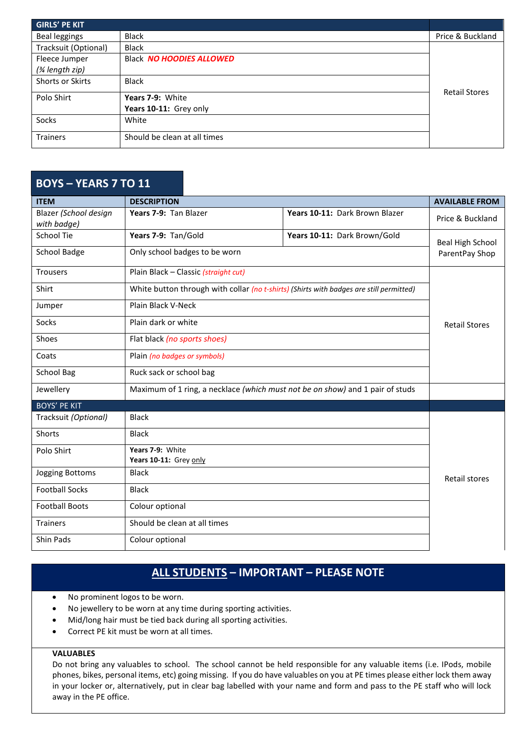| GIRLS' PE KIT | | |
|---|---|---|
| Beal leggings | Black | Price & Buckland |
| Tracksuit (Optional) | Black | Retail Stores |
| Fleece Jumper *(¾ length zip)* | Black ***NO HOODIES ALLOWED*** | |
| Shorts or Skirts | Black | |
| Polo Shirt | **Years 7-9:** White<br>**Years 10-11:** Grey only | |
| Socks | White | |
| Trainers | Should be clean at all times | |

## BOYS – YEARS 7 TO 11

| ITEM | DESCRIPTION | | AVAILABLE FROM |
|---|---|---|---|
| Blazer *(School design with badge)* | **Years 7-9:** Tan Blazer | **Years 10-11:** Dark Brown Blazer | Price & Buckland |
| School Tie | **Years 7-9:** Tan/Gold | **Years 10-11:** Dark Brown/Gold | Beal High School ParentPay Shop |
| School Badge | Only school badges to be worn | | |
| Trousers | Plain Black – Classic *(straight cut)* | | Retail Stores |
| Shirt | White button through with collar *(no t-shirts) (Shirts with badges are still permitted)* | | |
| Jumper | Plain Black V-Neck | | |
| Socks | Plain dark or white | | |
| Shoes | Flat black *(no sports shoes)* | | |
| Coats | Plain *(no badges or symbols)* | | |
| School Bag | Ruck sack or school bag | | |
| Jewellery | Maximum of 1 ring, a necklace *(which must not be on show)* and 1 pair of studs | | |
| BOYS' PE KIT | | | |
| Tracksuit *(Optional)* | Black | | Retail stores |
| Shorts | Black | | |
| Polo Shirt | **Years 7-9:** White<br>**Years 10-11:** Grey only | | |
| Jogging Bottoms | Black | | |
| Football Socks | Black | | |
| Football Boots | Colour optional | | |
| Trainers | Should be clean at all times | | |
| Shin Pads | Colour optional | | |

## ALL STUDENTS – IMPORTANT – PLEASE NOTE

- No prominent logos to be worn.
- No jewellery to be worn at any time during sporting activities.
- Mid/long hair must be tied back during all sporting activities.
- Correct PE kit must be worn at all times.

**VALUABLES**

Do not bring any valuables to school. The school cannot be held responsible for any valuable items (i.e. IPods, mobile phones, bikes, personal items, etc) going missing. If you do have valuables on you at PE times please either lock them away in your locker or, alternatively, put in clear bag labelled with your name and form and pass to the PE staff who will lock away in the PE office.